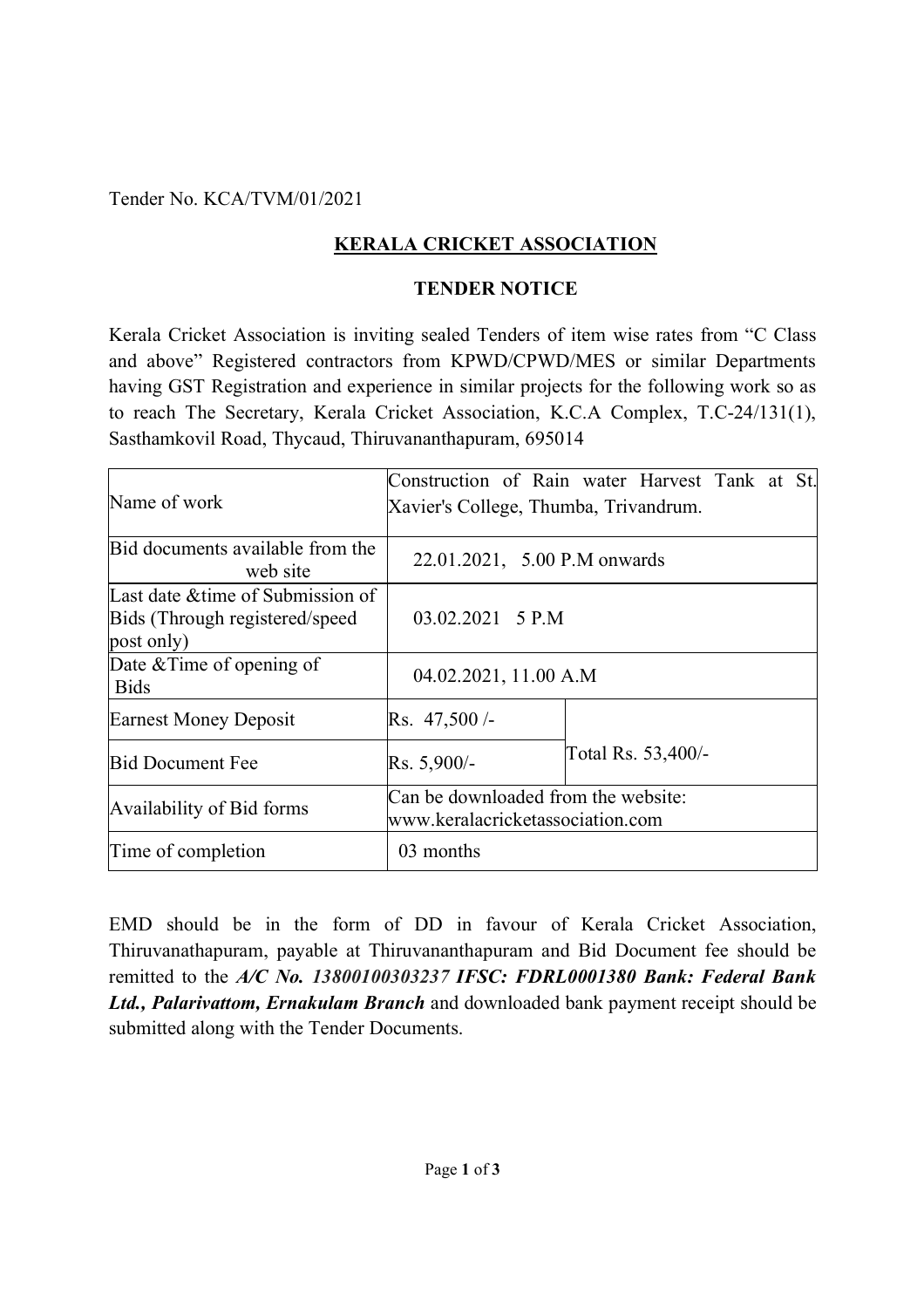Tender No. KCA/TVM/01/2021

# KERALA CRICKET ASSOCIATION

## TENDER NOTICE

Kerala Cricket Association is inviting sealed Tenders of item wise rates from "C Class and above" Registered contractors from KPWD/CPWD/MES or similar Departments having GST Registration and experience in similar projects for the following work so as to reach The Secretary, Kerala Cricket Association, K.C.A Complex, T.C-24/131(1), Sasthamkovil Road, Thycaud, Thiruvananthapuram, 695014

| Name of work | Construction of Rain water Harvest Tank at St. Xavier's College, Thumba, Trivandrum. | |
|---|---|---|
| Bid documents available from the web site | 22.01.2021, 5.00 P.M onwards | |
| Last date &time of Submission of Bids (Through registered/speed post only) | 03.02.2021 5 P.M | |
| Date &Time of opening of Bids | 04.02.2021, 11.00 A.M | |
| Earnest Money Deposit | Rs. 47,500 /- | Total Rs. 53,400/- |
| Bid Document Fee | Rs. 5,900/- | |
| Availability of Bid forms | Can be downloaded from the website: www.keralacricketassociation.com | |
| Time of completion | 03 months | |

EMD should be in the form of DD in favour of Kerala Cricket Association, Thiruvanathapuram, payable at Thiruvananthapuram and Bid Document fee should be remitted to the ***A/C No. 13800100303237 IFSC: FDRL0001380 Bank: Federal Bank Ltd., Palarivattom, Ernakulam Branch*** and downloaded bank payment receipt should be submitted along with the Tender Documents.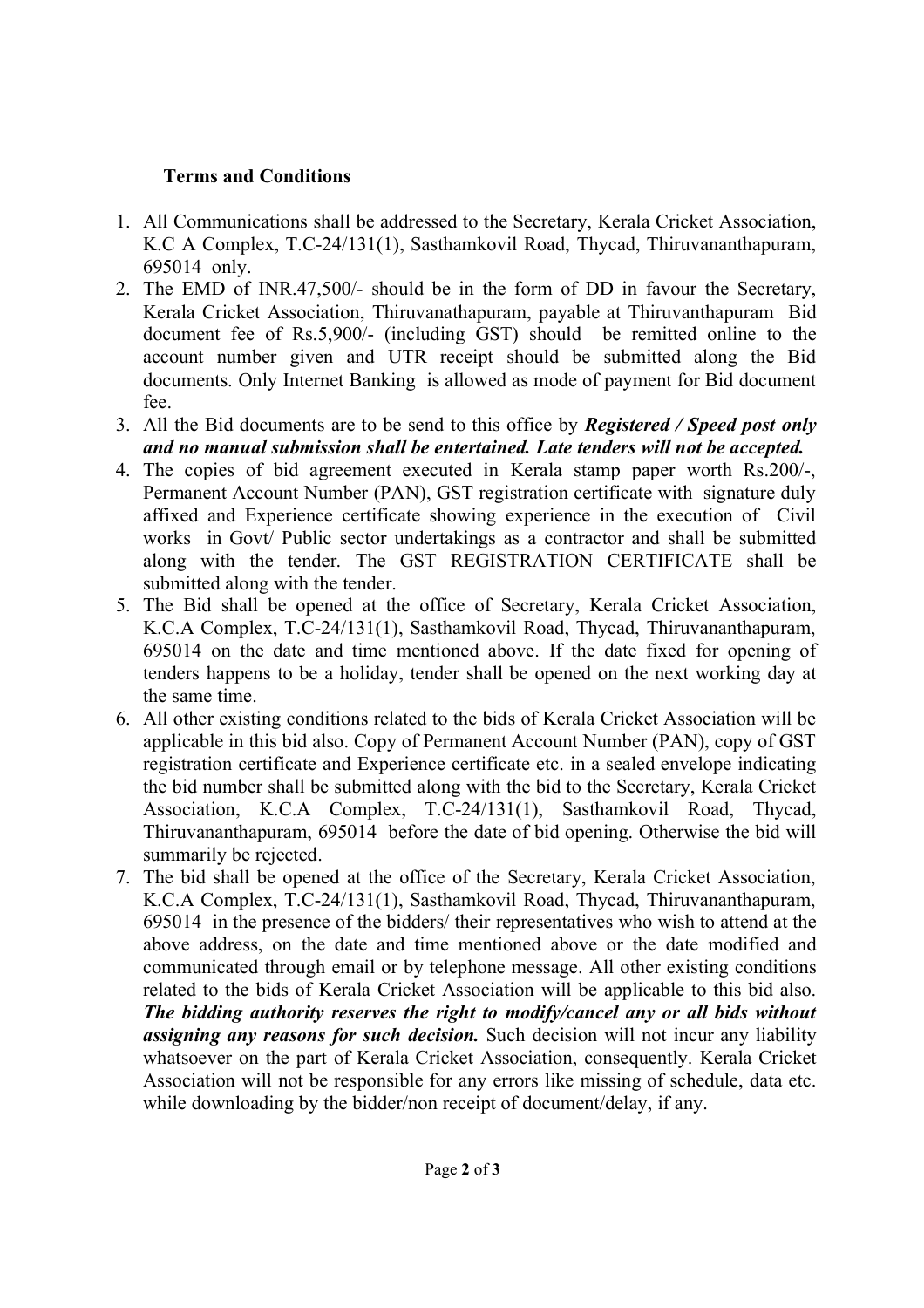**Terms and Conditions**

1. All Communications shall be addressed to the Secretary, Kerala Cricket Association, K.C A Complex, T.C-24/131(1), Sasthamkovil Road, Thycad, Thiruvananthapuram, 695014 only.
2. The EMD of INR.47,500/- should be in the form of DD in favour the Secretary, Kerala Cricket Association, Thiruvanathapuram, payable at Thiruvanthapuram Bid document fee of Rs.5,900/- (including GST) should be remitted online to the account number given and UTR receipt should be submitted along the Bid documents. Only Internet Banking is allowed as mode of payment for Bid document fee.
3. All the Bid documents are to be send to this office by ***Registered / Speed post only and no manual submission shall be entertained. Late tenders will not be accepted.***
4. The copies of bid agreement executed in Kerala stamp paper worth Rs.200/-, Permanent Account Number (PAN), GST registration certificate with signature duly affixed and Experience certificate showing experience in the execution of Civil works in Govt/ Public sector undertakings as a contractor and shall be submitted along with the tender. The GST REGISTRATION CERTIFICATE shall be submitted along with the tender.
5. The Bid shall be opened at the office of Secretary, Kerala Cricket Association, K.C.A Complex, T.C-24/131(1), Sasthamkovil Road, Thycad, Thiruvananthapuram, 695014 on the date and time mentioned above. If the date fixed for opening of tenders happens to be a holiday, tender shall be opened on the next working day at the same time.
6. All other existing conditions related to the bids of Kerala Cricket Association will be applicable in this bid also. Copy of Permanent Account Number (PAN), copy of GST registration certificate and Experience certificate etc. in a sealed envelope indicating the bid number shall be submitted along with the bid to the Secretary, Kerala Cricket Association, K.C.A Complex, T.C-24/131(1), Sasthamkovil Road, Thycad, Thiruvananthapuram, 695014 before the date of bid opening. Otherwise the bid will summarily be rejected.
7. The bid shall be opened at the office of the Secretary, Kerala Cricket Association, K.C.A Complex, T.C-24/131(1), Sasthamkovil Road, Thycad, Thiruvananthapuram, 695014 in the presence of the bidders/ their representatives who wish to attend at the above address, on the date and time mentioned above or the date modified and communicated through email or by telephone message. All other existing conditions related to the bids of Kerala Cricket Association will be applicable to this bid also. ***The bidding authority reserves the right to modify/cancel any or all bids without assigning any reasons for such decision.*** Such decision will not incur any liability whatsoever on the part of Kerala Cricket Association, consequently. Kerala Cricket Association will not be responsible for any errors like missing of schedule, data etc. while downloading by the bidder/non receipt of document/delay, if any.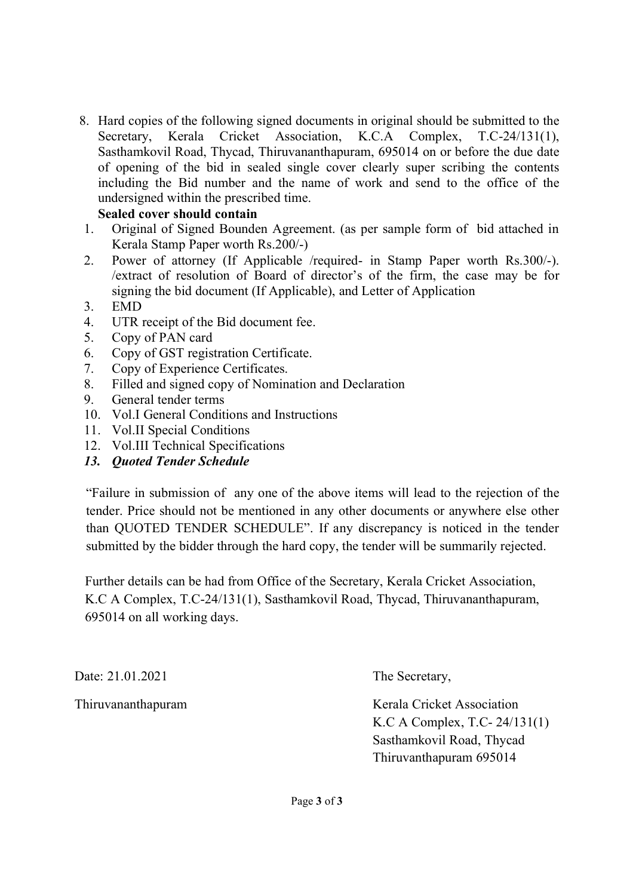8. Hard copies of the following signed documents in original should be submitted to the Secretary, Kerala Cricket Association, K.C.A Complex, T.C-24/131(1), Sasthamkovil Road, Thycad, Thiruvananthapuram, 695014 on or before the due date of opening of the bid in sealed single cover clearly super scribing the contents including the Bid number and the name of work and send to the office of the undersigned within the prescribed time.

   **Sealed cover should contain**

   1. Original of Signed Bounden Agreement. (as per sample form of bid attached in Kerala Stamp Paper worth Rs.200/-)
   2. Power of attorney (If Applicable /required- in Stamp Paper worth Rs.300/-). /extract of resolution of Board of director's of the firm, the case may be for signing the bid document (If Applicable), and Letter of Application
   3. EMD
   4. UTR receipt of the Bid document fee.
   5. Copy of PAN card
   6. Copy of GST registration Certificate.
   7. Copy of Experience Certificates.
   8. Filled and signed copy of Nomination and Declaration
   9. General tender terms
   10. Vol.I General Conditions and Instructions
   11. Vol.II Special Conditions
   12. Vol.III Technical Specifications
   13. ***Quoted Tender Schedule***

   "Failure in submission of any one of the above items will lead to the rejection of the tender. Price should not be mentioned in any other documents or anywhere else other than QUOTED TENDER SCHEDULE". If any discrepancy is noticed in the tender submitted by the bidder through the hard copy, the tender will be summarily rejected.

   Further details can be had from Office of the Secretary, Kerala Cricket Association, K.C A Complex, T.C-24/131(1), Sasthamkovil Road, Thycad, Thiruvananthapuram, 695014 on all working days.

Date: 21.01.2021

Thiruvananthapuram

The Secretary,

Kerala Cricket Association
K.C A Complex, T.C- 24/131(1)
Sasthamkovil Road, Thycad
Thiruvanthapuram 695014